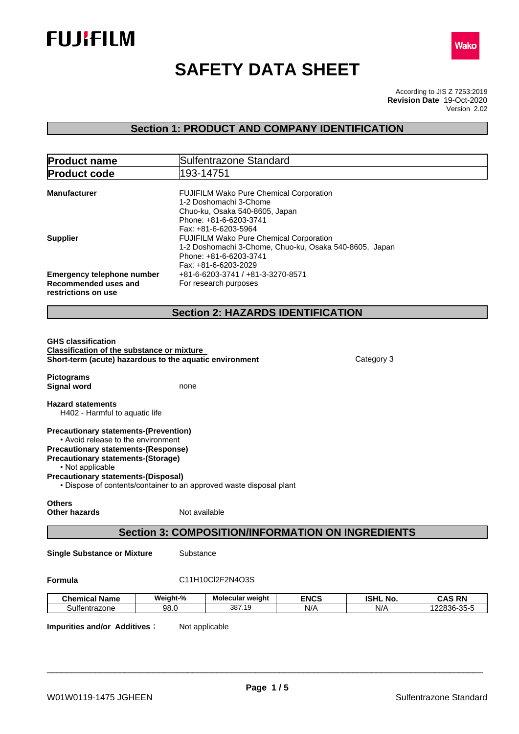FUJIFILM

Wako

# SAFETY DATA SHEET

According to JIS Z 7253:2019
**Revision Date** 19-Oct-2020
Version 2.02

## Section 1: PRODUCT AND COMPANY IDENTIFICATION

| **Product name** | Sulfentrazone Standard |
|---|---|
| **Product code** | 193-14751 |

**Manufacturer**
FUJIFILM Wako Pure Chemical Corporation
1-2 Doshomachi 3-Chome
Chuo-ku, Osaka 540-8605, Japan
Phone: +81-6-6203-3741
Fax: +81-6-6203-5964

**Supplier**
FUJIFILM Wako Pure Chemical Corporation
1-2 Doshomachi 3-Chome, Chuo-ku, Osaka 540-8605, Japan
Phone: +81-6-6203-3741
Fax: +81-6-6203-2029

**Emergency telephone number** +81-6-6203-3741 / +81-3-3270-8571

**Recommended uses and restrictions on use** For research purposes

## Section 2: HAZARDS IDENTIFICATION

**GHS classification**
**Classification of the substance or mixture**
**Short-term (acute) hazardous to the aquatic environment** Category 3

**Pictograms**
**Signal word** none

**Hazard statements**
H402 - Harmful to aquatic life

**Precautionary statements-(Prevention)**
• Avoid release to the environment
**Precautionary statements-(Response)**
**Precautionary statements-(Storage)**
• Not applicable
**Precautionary statements-(Disposal)**
• Dispose of contents/container to an approved waste disposal plant

**Others**
**Other hazards** Not available

## Section 3: COMPOSITION/INFORMATION ON INGREDIENTS

**Single Substance or Mixture** Substance

**Formula** C11H10Cl2F2N4O3S

| Chemical Name | Weight-% | Molecular weight | ENCS | ISHL No. | CAS RN |
|---|---|---|---|---|---|
| Sulfentrazone | 98.0 | 387.19 | N/A | N/A | 122836-35-5 |

**Impurities and/or Additives**： Not applicable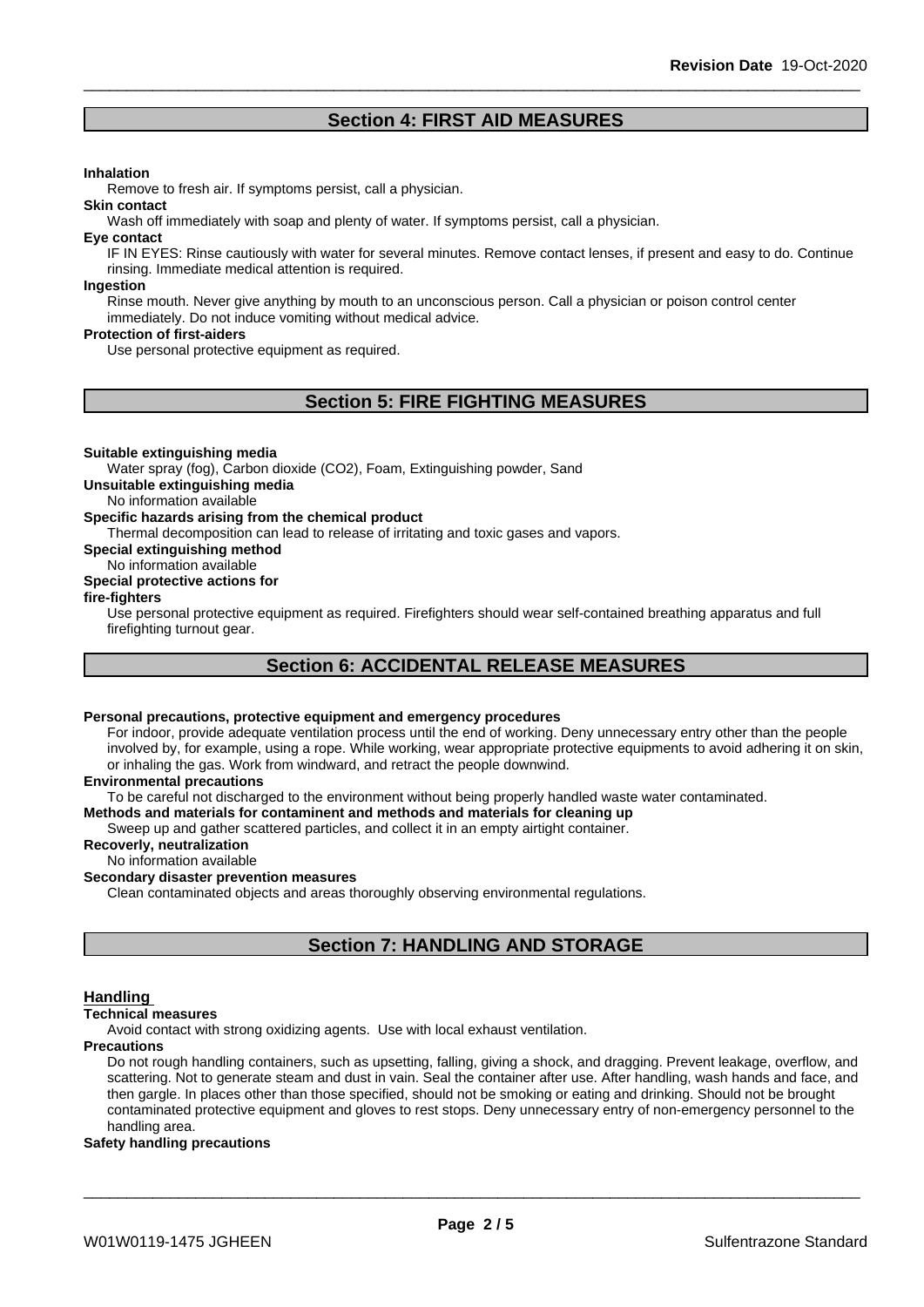## Section 4: FIRST AID MEASURES

**Inhalation**

Remove to fresh air. If symptoms persist, call a physician.

**Skin contact**

Wash off immediately with soap and plenty of water. If symptoms persist, call a physician.

**Eye contact**

IF IN EYES: Rinse cautiously with water for several minutes. Remove contact lenses, if present and easy to do. Continue rinsing. Immediate medical attention is required.

**Ingestion**

Rinse mouth. Never give anything by mouth to an unconscious person. Call a physician or poison control center immediately. Do not induce vomiting without medical advice.

**Protection of first-aiders**

Use personal protective equipment as required.

## Section 5: FIRE FIGHTING MEASURES

**Suitable extinguishing media**

Water spray (fog), Carbon dioxide ($CO_2$), Foam, Extinguishing powder, Sand

**Unsuitable extinguishing media**

No information available

**Specific hazards arising from the chemical product**

Thermal decomposition can lead to release of irritating and toxic gases and vapors.

**Special extinguishing method**

No information available

**Special protective actions for fire-fighters**

Use personal protective equipment as required. Firefighters should wear self-contained breathing apparatus and full firefighting turnout gear.

## Section 6: ACCIDENTAL RELEASE MEASURES

**Personal precautions, protective equipment and emergency procedures**

For indoor, provide adequate ventilation process until the end of working. Deny unnecessary entry other than the people involved by, for example, using a rope. While working, wear appropriate protective equipments to avoid adhering it on skin, or inhaling the gas. Work from windward, and retract the people downwind.

**Environmental precautions**

To be careful not discharged to the environment without being properly handled waste water contaminated.

**Methods and materials for contaminent and methods and materials for cleaning up**

Sweep up and gather scattered particles, and collect it in an empty airtight container.

**Recoverly, neutralization**

No information available

**Secondary disaster prevention measures**

Clean contaminated objects and areas thoroughly observing environmental regulations.

## Section 7: HANDLING AND STORAGE

### Handling

**Technical measures**

Avoid contact with strong oxidizing agents. Use with local exhaust ventilation.

**Precautions**

Do not rough handling containers, such as upsetting, falling, giving a shock, and dragging. Prevent leakage, overflow, and scattering. Not to generate steam and dust in vain. Seal the container after use. After handling, wash hands and face, and then gargle. In places other than those specified, should not be smoking or eating and drinking. Should not be brought contaminated protective equipment and gloves to rest stops. Deny unnecessary entry of non-emergency personnel to the handling area.

**Safety handling precautions**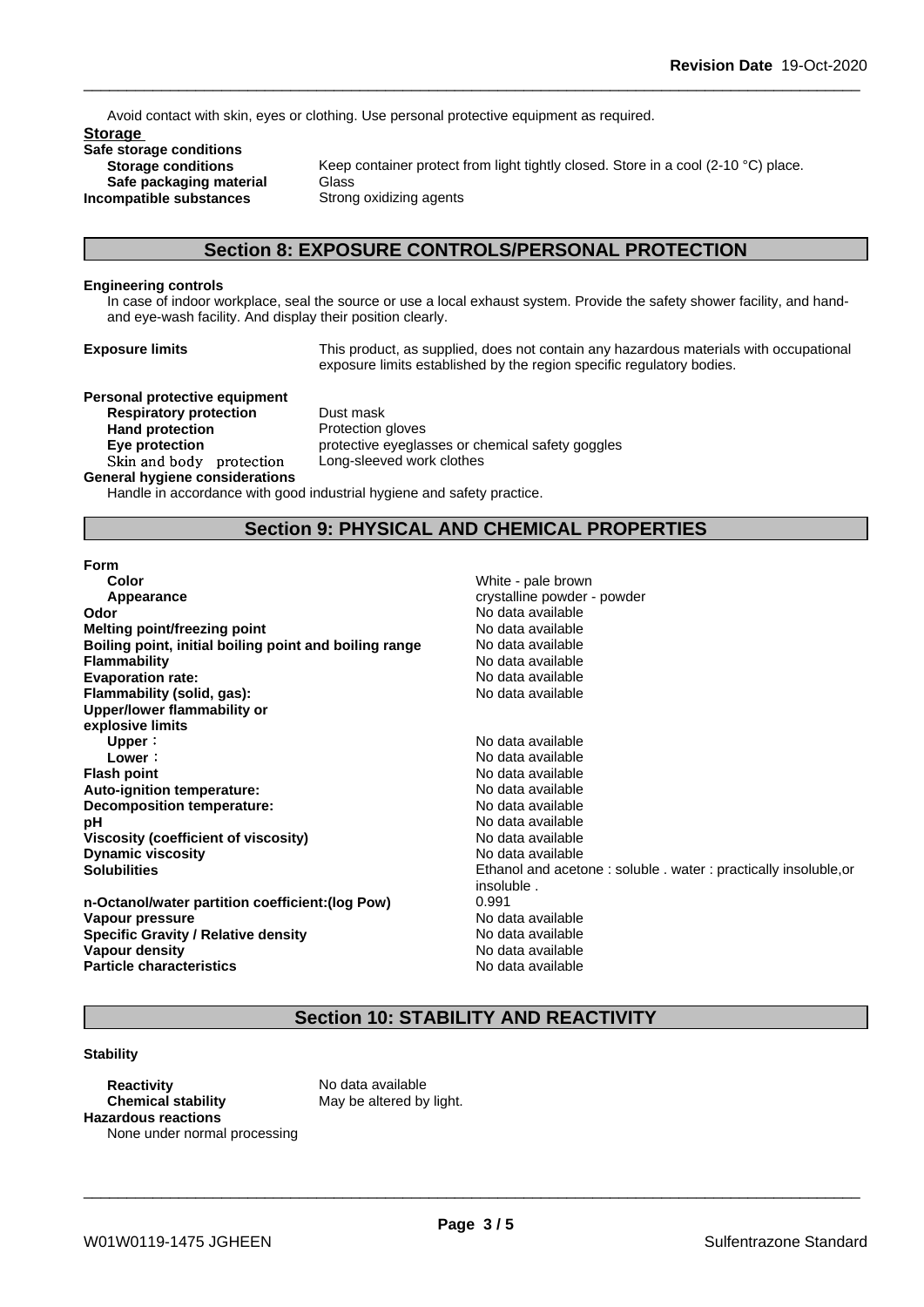Avoid contact with skin, eyes or clothing. Use personal protective equipment as required.

**Storage**

**Safe storage conditions**

| | |
|---|---|
| **Storage conditions** | Keep container protect from light tightly closed. Store in a cool (2-10 °C) place. |
| **Safe packaging material** | Glass |
| **Incompatible substances** | Strong oxidizing agents |

## Section 8: EXPOSURE CONTROLS/PERSONAL PROTECTION

**Engineering controls**

In case of indoor workplace, seal the source or use a local exhaust system. Provide the safety shower facility, and hand- and eye-wash facility. And display their position clearly.

**Exposure limits** — This product, as supplied, does not contain any hazardous materials with occupational exposure limits established by the region specific regulatory bodies.

**Personal protective equipment**

| | |
|---|---|
| **Respiratory protection** | Dust mask |
| **Hand protection** | Protection gloves |
| **Eye protection** | protective eyeglasses or chemical safety goggles |
| Skin and body protection | Long-sleeved work clothes |

**General hygiene considerations**

Handle in accordance with good industrial hygiene and safety practice.

## Section 9: PHYSICAL AND CHEMICAL PROPERTIES

| | |
|---|---|
| **Form** | |
| **Color** | White - pale brown |
| **Appearance** | crystalline powder - powder |
| **Odor** | No data available |
| **Melting point/freezing point** | No data available |
| **Boiling point, initial boiling point and boiling range** | No data available |
| **Flammability** | No data available |
| **Evaporation rate:** | No data available |
| **Flammability (solid, gas):** | No data available |
| **Upper/lower flammability or explosive limits** | |
| **Upper** : | No data available |
| **Lower** : | No data available |
| **Flash point** | No data available |
| **Auto-ignition temperature:** | No data available |
| **Decomposition temperature:** | No data available |
| **pH** | No data available |
| **Viscosity (coefficient of viscosity)** | No data available |
| **Dynamic viscosity** | No data available |
| **Solubilities** | Ethanol and acetone : soluble . water : practically insoluble,or insoluble . |
| **n-Octanol/water partition coefficient:(log Pow)** | 0.991 |
| **Vapour pressure** | No data available |
| **Specific Gravity / Relative density** | No data available |
| **Vapour density** | No data available |
| **Particle characteristics** | No data available |

## Section 10: STABILITY AND REACTIVITY

**Stability**

| | |
|---|---|
| **Reactivity** | No data available |
| **Chemical stability** | May be altered by light. |

**Hazardous reactions**

None under normal processing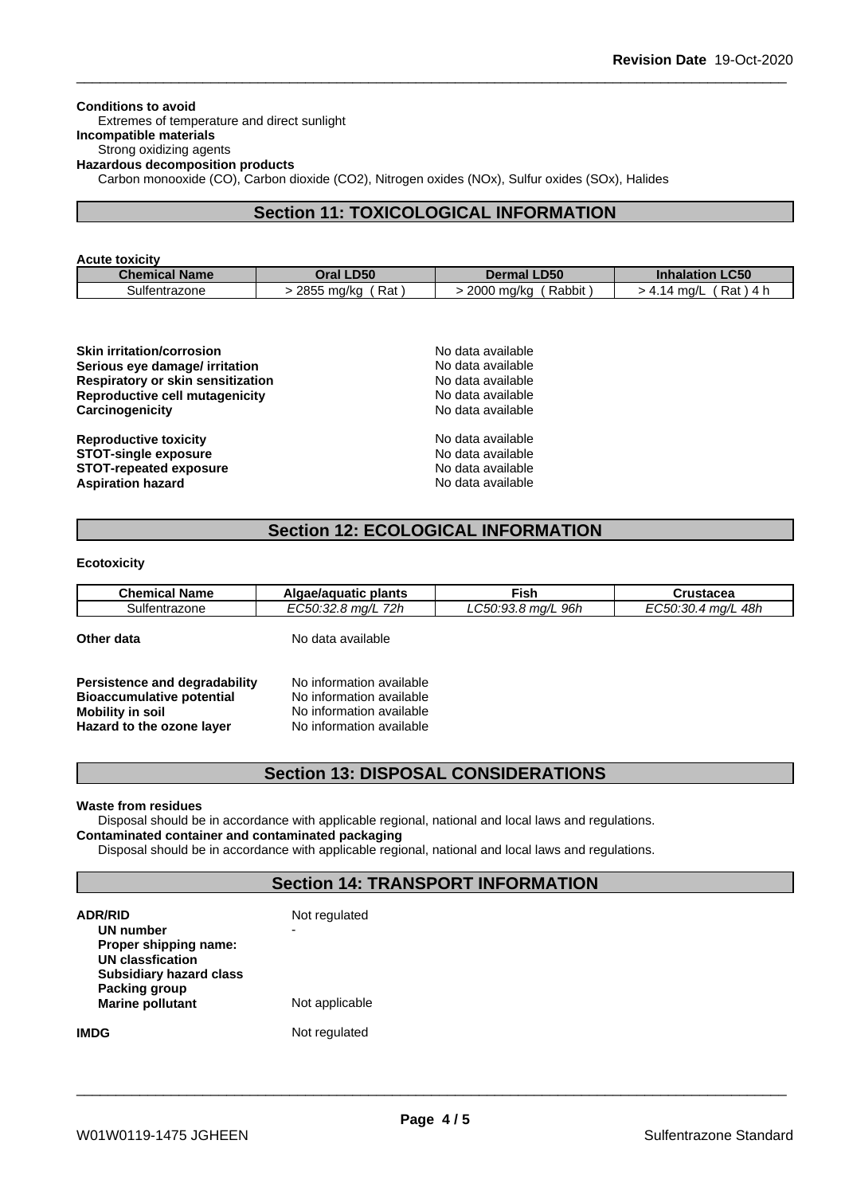**Conditions to avoid**
Extremes of temperature and direct sunlight
**Incompatible materials**
Strong oxidizing agents
**Hazardous decomposition products**
Carbon monooxide (CO), Carbon dioxide ($CO_2$), Nitrogen oxides ($NO_x$), Sulfur oxides ($SO_x$), Halides

## Section 11: TOXICOLOGICAL INFORMATION

**Acute toxicity**

| Chemical Name | Oral LD50 | Dermal LD50 | Inhalation LC50 |
|---|---|---|---|
| Sulfentrazone | > 2855 mg/kg ( Rat ) | > 2000 mg/kg ( Rabbit ) | > 4.14 mg/L ( Rat ) 4 h |

**Skin irritation/corrosion** No data available
**Serious eye damage/ irritation** No data available
**Respiratory or skin sensitization** No data available
**Reproductive cell mutagenicity** No data available
**Carcinogenicity** No data available

**Reproductive toxicity** No data available
**STOT-single exposure** No data available
**STOT-repeated exposure** No data available
**Aspiration hazard** No data available

## Section 12: ECOLOGICAL INFORMATION

**Ecotoxicity**

| Chemical Name | Algae/aquatic plants | Fish | Crustacea |
|---|---|---|---|
| Sulfentrazone | *EC50:32.8 mg/L 72h* | *LC50:93.8 mg/L 96h* | *EC50:30.4 mg/L 48h* |

**Other data** No data available

**Persistence and degradability** No information available
**Bioaccumulative potential** No information available
**Mobility in soil** No information available
**Hazard to the ozone layer** No information available

## Section 13: DISPOSAL CONSIDERATIONS

**Waste from residues**
Disposal should be in accordance with applicable regional, national and local laws and regulations.
**Contaminated container and contaminated packaging**
Disposal should be in accordance with applicable regional, national and local laws and regulations.

## Section 14: TRANSPORT INFORMATION

**ADR/RID** Not regulated
**UN number** -
**Proper shipping name:**
**UN classfication**
**Subsidiary hazard class**
**Packing group**
**Marine pollutant** Not applicable

**IMDG** Not regulated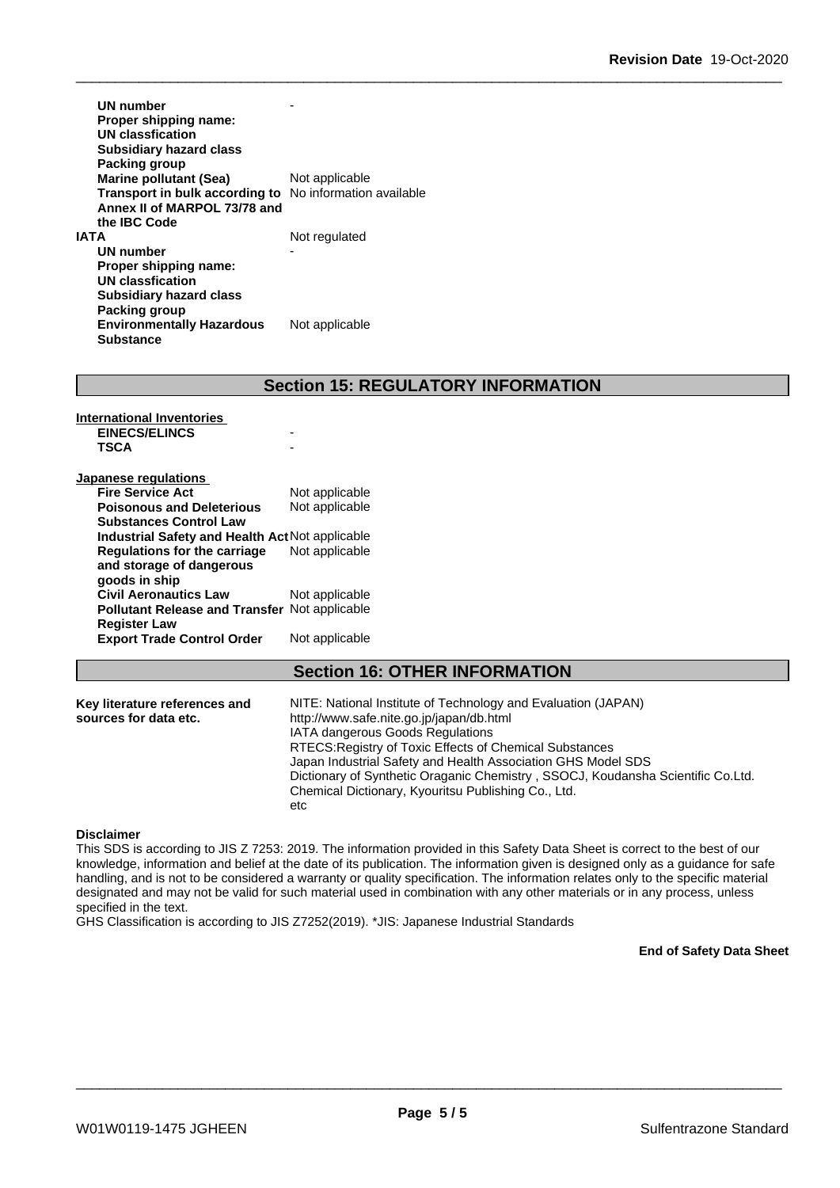| | |
|---|---|
| **UN number** | - |
| **Proper shipping name:** | |
| **UN classfication** | |
| **Subsidiary hazard class** | |
| **Packing group** | |
| **Marine pollutant (Sea)** | Not applicable |
| **Transport in bulk according to Annex II of MARPOL 73/78 and the IBC Code** | No information available |

**IATA** Not regulated

| | |
|---|---|
| **UN number** | - |
| **Proper shipping name:** | |
| **UN classfication** | |
| **Subsidiary hazard class** | |
| **Packing group** | |
| **Environmentally Hazardous Substance** | Not applicable |

## Section 15: REGULATORY INFORMATION

**International Inventories**

| | |
|---|---|
| **EINECS/ELINCS** | - |
| **TSCA** | - |

**Japanese regulations**

| | |
|---|---|
| **Fire Service Act** | Not applicable |
| **Poisonous and Deleterious Substances Control Law** | Not applicable |
| **Industrial Safety and Health Act** | Not applicable |
| **Regulations for the carriage and storage of dangerous goods in ship** | Not applicable |
| **Civil Aeronautics Law** | Not applicable |
| **Pollutant Release and Transfer Register Law** | Not applicable |
| **Export Trade Control Order** | Not applicable |

## Section 16: OTHER INFORMATION

**Key literature references and sources for data etc.**

NITE: National Institute of Technology and Evaluation (JAPAN)
http://www.safe.nite.go.jp/japan/db.html
IATA dangerous Goods Regulations
RTECS:Registry of Toxic Effects of Chemical Substances
Japan Industrial Safety and Health Association GHS Model SDS
Dictionary of Synthetic Oraganic Chemistry , SSOCJ, Koudansha Scientific Co.Ltd.
Chemical Dictionary, Kyouritsu Publishing Co., Ltd.
etc

**Disclaimer**

This SDS is according to JIS Z 7253: 2019. The information provided in this Safety Data Sheet is correct to the best of our knowledge, information and belief at the date of its publication. The information given is designed only as a guidance for safe handling, and is not to be considered a warranty or quality specification. The information relates only to the specific material designated and may not be valid for such material used in combination with any other materials or in any process, unless specified in the text.
GHS Classification is according to JIS Z7252(2019). *JIS: Japanese Industrial Standards

**End of Safety Data Sheet**